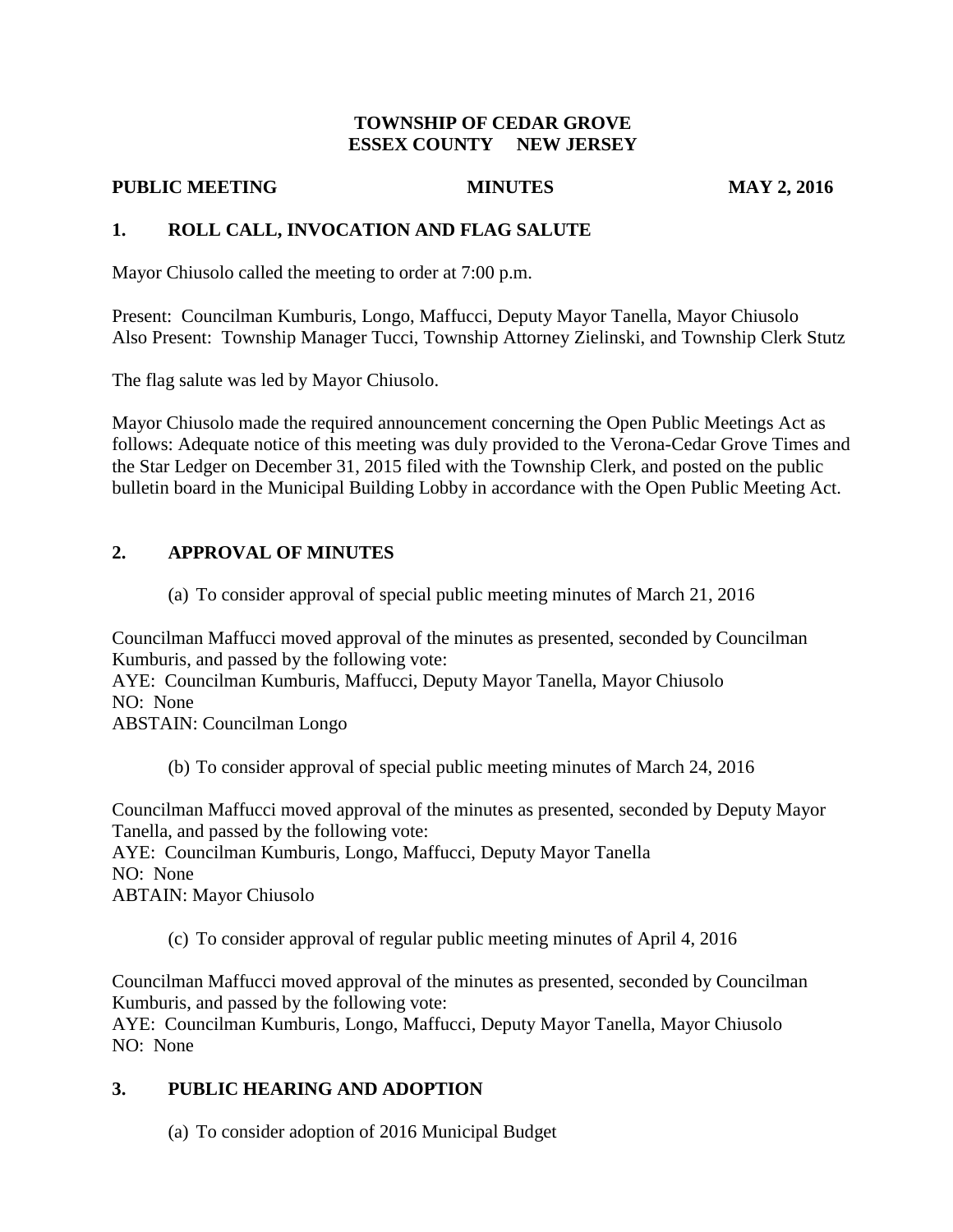**TOWNSHIP OF CEDAR GROVE**
**ESSEX COUNTY NEW JERSEY**

**PUBLIC MEETING MINUTES MAY 2, 2016**

## 1. ROLL CALL, INVOCATION AND FLAG SALUTE

Mayor Chiusolo called the meeting to order at 7:00 p.m.

Present: Councilman Kumburis, Longo, Maffucci, Deputy Mayor Tanella, Mayor Chiusolo
Also Present: Township Manager Tucci, Township Attorney Zielinski, and Township Clerk Stutz

The flag salute was led by Mayor Chiusolo.

Mayor Chiusolo made the required announcement concerning the Open Public Meetings Act as follows: Adequate notice of this meeting was duly provided to the Verona-Cedar Grove Times and the Star Ledger on December 31, 2015 filed with the Township Clerk, and posted on the public bulletin board in the Municipal Building Lobby in accordance with the Open Public Meeting Act.

## 2. APPROVAL OF MINUTES

(a) To consider approval of special public meeting minutes of March 21, 2016

Councilman Maffucci moved approval of the minutes as presented, seconded by Councilman Kumburis, and passed by the following vote:
AYE: Councilman Kumburis, Maffucci, Deputy Mayor Tanella, Mayor Chiusolo
NO: None
ABSTAIN: Councilman Longo

(b) To consider approval of special public meeting minutes of March 24, 2016

Councilman Maffucci moved approval of the minutes as presented, seconded by Deputy Mayor Tanella, and passed by the following vote:
AYE: Councilman Kumburis, Longo, Maffucci, Deputy Mayor Tanella
NO: None
ABTAIN: Mayor Chiusolo

(c) To consider approval of regular public meeting minutes of April 4, 2016

Councilman Maffucci moved approval of the minutes as presented, seconded by Councilman Kumburis, and passed by the following vote:
AYE: Councilman Kumburis, Longo, Maffucci, Deputy Mayor Tanella, Mayor Chiusolo
NO: None

## 3. PUBLIC HEARING AND ADOPTION

(a) To consider adoption of 2016 Municipal Budget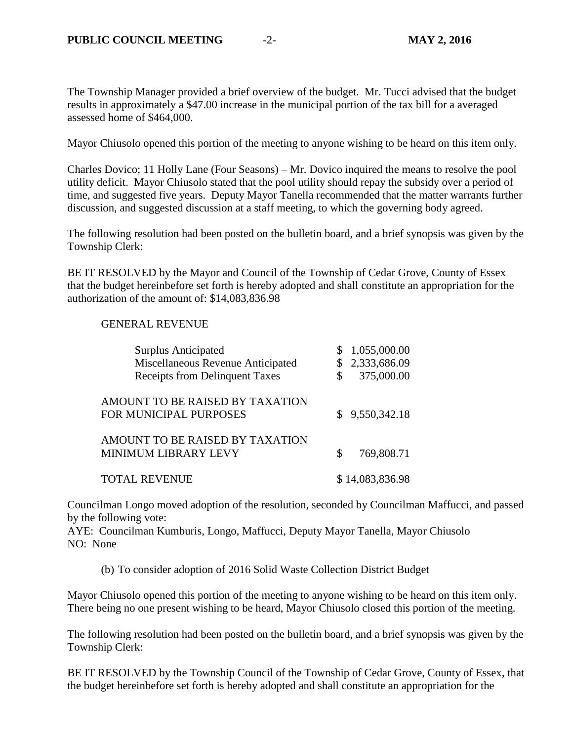The Township Manager provided a brief overview of the budget. Mr. Tucci advised that the budget results in approximately a $47.00 increase in the municipal portion of the tax bill for a averaged assessed home of $464,000.

Mayor Chiusolo opened this portion of the meeting to anyone wishing to be heard on this item only.

Charles Dovico; 11 Holly Lane (Four Seasons) – Mr. Dovico inquired the means to resolve the pool utility deficit. Mayor Chiusolo stated that the pool utility should repay the subsidy over a period of time, and suggested five years. Deputy Mayor Tanella recommended that the matter warrants further discussion, and suggested discussion at a staff meeting, to which the governing body agreed.

The following resolution had been posted on the bulletin board, and a brief synopsis was given by the Township Clerk:

BE IT RESOLVED by the Mayor and Council of the Township of Cedar Grove, County of Essex that the budget hereinbefore set forth is hereby adopted and shall constitute an appropriation for the authorization of the amount of: $14,083,836.98

GENERAL REVENUE

| | |
|---|---|
| Surplus Anticipated | $ 1,055,000.00 |
| Miscellaneous Revenue Anticipated | $ 2,333,686.09 |
| Receipts from Delinquent Taxes | $ 375,000.00 |
| AMOUNT TO BE RAISED BY TAXATION FOR MUNICIPAL PURPOSES | $ 9,550,342.18 |
| AMOUNT TO BE RAISED BY TAXATION MINIMUM LIBRARY LEVY | $ 769,808.71 |
| TOTAL REVENUE | $ 14,083,836.98 |

Councilman Longo moved adoption of the resolution, seconded by Councilman Maffucci, and passed by the following vote:
AYE: Councilman Kumburis, Longo, Maffucci, Deputy Mayor Tanella, Mayor Chiusolo
NO: None

(b) To consider adoption of 2016 Solid Waste Collection District Budget

Mayor Chiusolo opened this portion of the meeting to anyone wishing to be heard on this item only. There being no one present wishing to be heard, Mayor Chiusolo closed this portion of the meeting.

The following resolution had been posted on the bulletin board, and a brief synopsis was given by the Township Clerk:

BE IT RESOLVED by the Township Council of the Township of Cedar Grove, County of Essex, that the budget hereinbefore set forth is hereby adopted and shall constitute an appropriation for the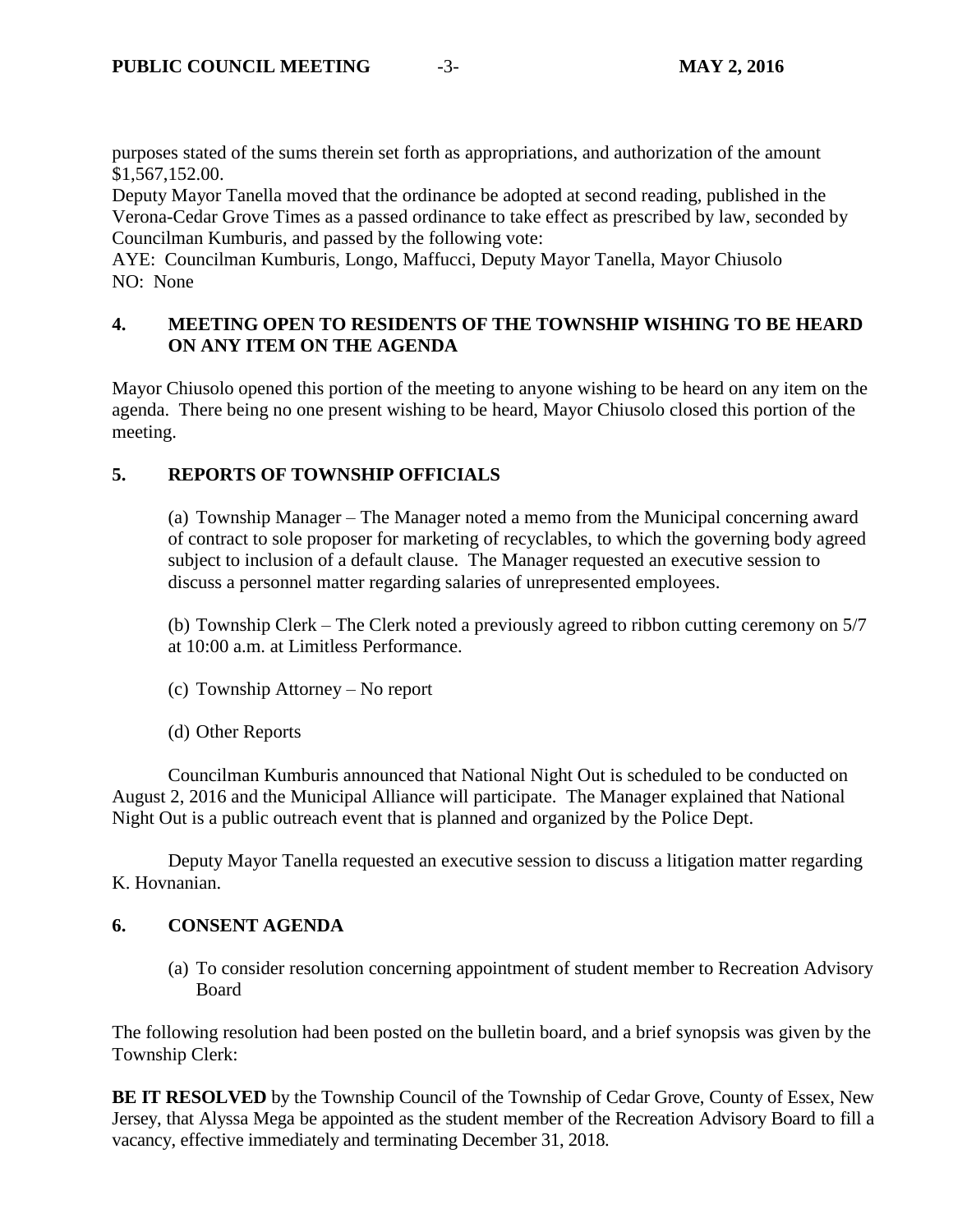purposes stated of the sums therein set forth as appropriations, and authorization of the amount $1,567,152.00.

Deputy Mayor Tanella moved that the ordinance be adopted at second reading, published in the Verona-Cedar Grove Times as a passed ordinance to take effect as prescribed by law, seconded by Councilman Kumburis, and passed by the following vote:

AYE: Councilman Kumburis, Longo, Maffucci, Deputy Mayor Tanella, Mayor Chiusolo
NO: None

## 4. MEETING OPEN TO RESIDENTS OF THE TOWNSHIP WISHING TO BE HEARD ON ANY ITEM ON THE AGENDA

Mayor Chiusolo opened this portion of the meeting to anyone wishing to be heard on any item on the agenda. There being no one present wishing to be heard, Mayor Chiusolo closed this portion of the meeting.

## 5. REPORTS OF TOWNSHIP OFFICIALS

(a) Township Manager – The Manager noted a memo from the Municipal concerning award of contract to sole proposer for marketing of recyclables, to which the governing body agreed subject to inclusion of a default clause. The Manager requested an executive session to discuss a personnel matter regarding salaries of unrepresented employees.

(b) Township Clerk – The Clerk noted a previously agreed to ribbon cutting ceremony on 5/7 at 10:00 a.m. at Limitless Performance.

(c) Township Attorney – No report

(d) Other Reports

Councilman Kumburis announced that National Night Out is scheduled to be conducted on August 2, 2016 and the Municipal Alliance will participate. The Manager explained that National Night Out is a public outreach event that is planned and organized by the Police Dept.

Deputy Mayor Tanella requested an executive session to discuss a litigation matter regarding K. Hovnanian.

## 6. CONSENT AGENDA

(a) To consider resolution concerning appointment of student member to Recreation Advisory Board

The following resolution had been posted on the bulletin board, and a brief synopsis was given by the Township Clerk:

**BE IT RESOLVED** by the Township Council of the Township of Cedar Grove, County of Essex, New Jersey, that Alyssa Mega be appointed as the student member of the Recreation Advisory Board to fill a vacancy, effective immediately and terminating December 31, 2018.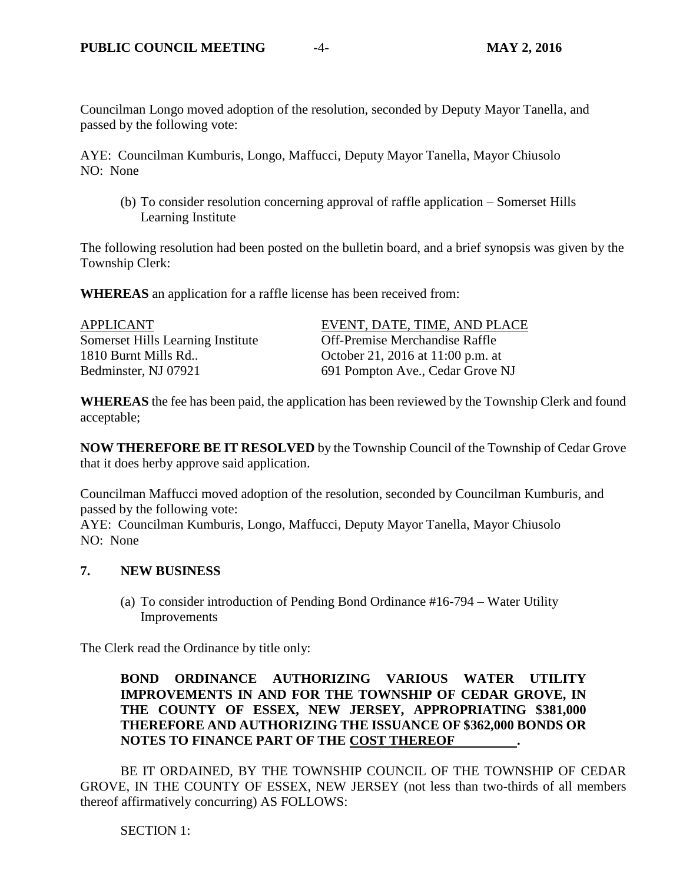Councilman Longo moved adoption of the resolution, seconded by Deputy Mayor Tanella, and passed by the following vote:

AYE: Councilman Kumburis, Longo, Maffucci, Deputy Mayor Tanella, Mayor Chiusolo
NO: None

(b) To consider resolution concerning approval of raffle application – Somerset Hills Learning Institute

The following resolution had been posted on the bulletin board, and a brief synopsis was given by the Township Clerk:

**WHEREAS** an application for a raffle license has been received from:

| APPLICANT | EVENT, DATE, TIME, AND PLACE |
|---|---|
| Somerset Hills Learning Institute | Off-Premise Merchandise Raffle |
| 1810 Burnt Mills Rd.. | October 21, 2016 at 11:00 p.m. at |
| Bedminster, NJ 07921 | 691 Pompton Ave., Cedar Grove NJ |

**WHEREAS** the fee has been paid, the application has been reviewed by the Township Clerk and found acceptable;

**NOW THEREFORE BE IT RESOLVED** by the Township Council of the Township of Cedar Grove that it does herby approve said application.

Councilman Maffucci moved adoption of the resolution, seconded by Councilman Kumburis, and passed by the following vote:
AYE: Councilman Kumburis, Longo, Maffucci, Deputy Mayor Tanella, Mayor Chiusolo
NO: None

## 7. NEW BUSINESS

(a) To consider introduction of Pending Bond Ordinance #16-794 – Water Utility Improvements

The Clerk read the Ordinance by title only:

**BOND ORDINANCE AUTHORIZING VARIOUS WATER UTILITY IMPROVEMENTS IN AND FOR THE TOWNSHIP OF CEDAR GROVE, IN THE COUNTY OF ESSEX, NEW JERSEY, APPROPRIATING $381,000 THEREFORE AND AUTHORIZING THE ISSUANCE OF $362,000 BONDS OR NOTES TO FINANCE PART OF THE COST THEREOF.**

BE IT ORDAINED, BY THE TOWNSHIP COUNCIL OF THE TOWNSHIP OF CEDAR GROVE, IN THE COUNTY OF ESSEX, NEW JERSEY (not less than two-thirds of all members thereof affirmatively concurring) AS FOLLOWS:

SECTION 1: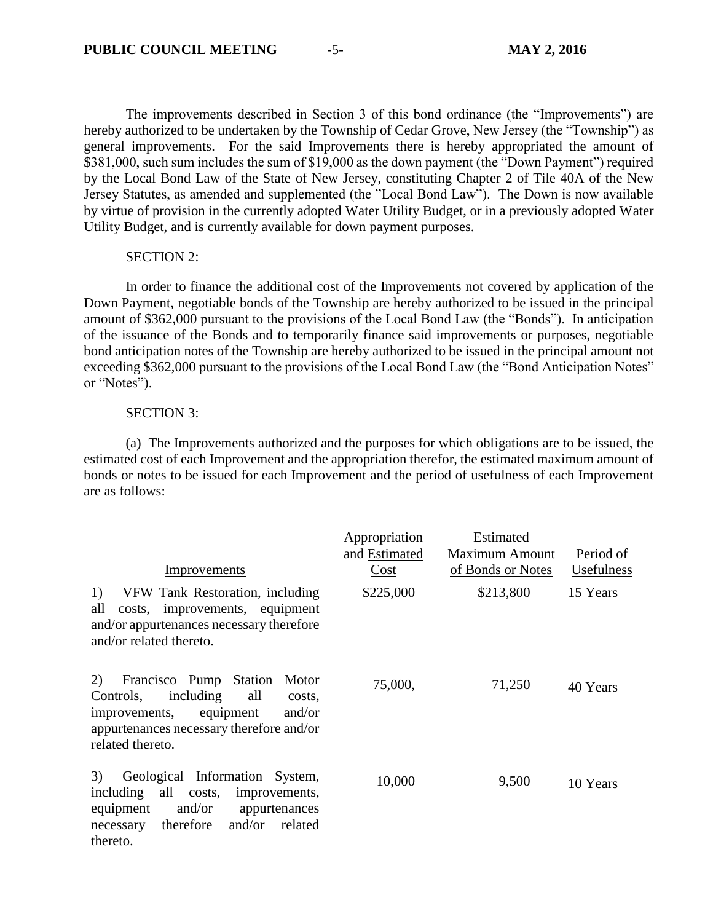The improvements described in Section 3 of this bond ordinance (the "Improvements") are hereby authorized to be undertaken by the Township of Cedar Grove, New Jersey (the "Township") as general improvements. For the said Improvements there is hereby appropriated the amount of $381,000, such sum includes the sum of $19,000 as the down payment (the "Down Payment") required by the Local Bond Law of the State of New Jersey, constituting Chapter 2 of Tile 40A of the New Jersey Statutes, as amended and supplemented (the "Local Bond Law"). The Down is now available by virtue of provision in the currently adopted Water Utility Budget, or in a previously adopted Water Utility Budget, and is currently available for down payment purposes.

SECTION 2:

In order to finance the additional cost of the Improvements not covered by application of the Down Payment, negotiable bonds of the Township are hereby authorized to be issued in the principal amount of $362,000 pursuant to the provisions of the Local Bond Law (the "Bonds"). In anticipation of the issuance of the Bonds and to temporarily finance said improvements or purposes, negotiable bond anticipation notes of the Township are hereby authorized to be issued in the principal amount not exceeding $362,000 pursuant to the provisions of the Local Bond Law (the "Bond Anticipation Notes" or "Notes").

SECTION 3:

(a) The Improvements authorized and the purposes for which obligations are to be issued, the estimated cost of each Improvement and the appropriation therefor, the estimated maximum amount of bonds or notes to be issued for each Improvement and the period of usefulness of each Improvement are as follows:

| Improvements | Appropriation and Estimated Cost | Estimated Maximum Amount of Bonds or Notes | Period of Usefulness |
|---|---|---|---|
| 1) VFW Tank Restoration, including all costs, improvements, equipment and/or appurtenances necessary therefore and/or related thereto. | $225,000 | $213,800 | 15 Years |
| 2) Francisco Pump Station Motor Controls, including all costs, improvements, equipment and/or appurtenances necessary therefore and/or related thereto. | 75,000, | 71,250 | 40 Years |
| 3) Geological Information System, including all costs, improvements, equipment and/or appurtenances necessary therefore and/or related thereto. | 10,000 | 9,500 | 10 Years |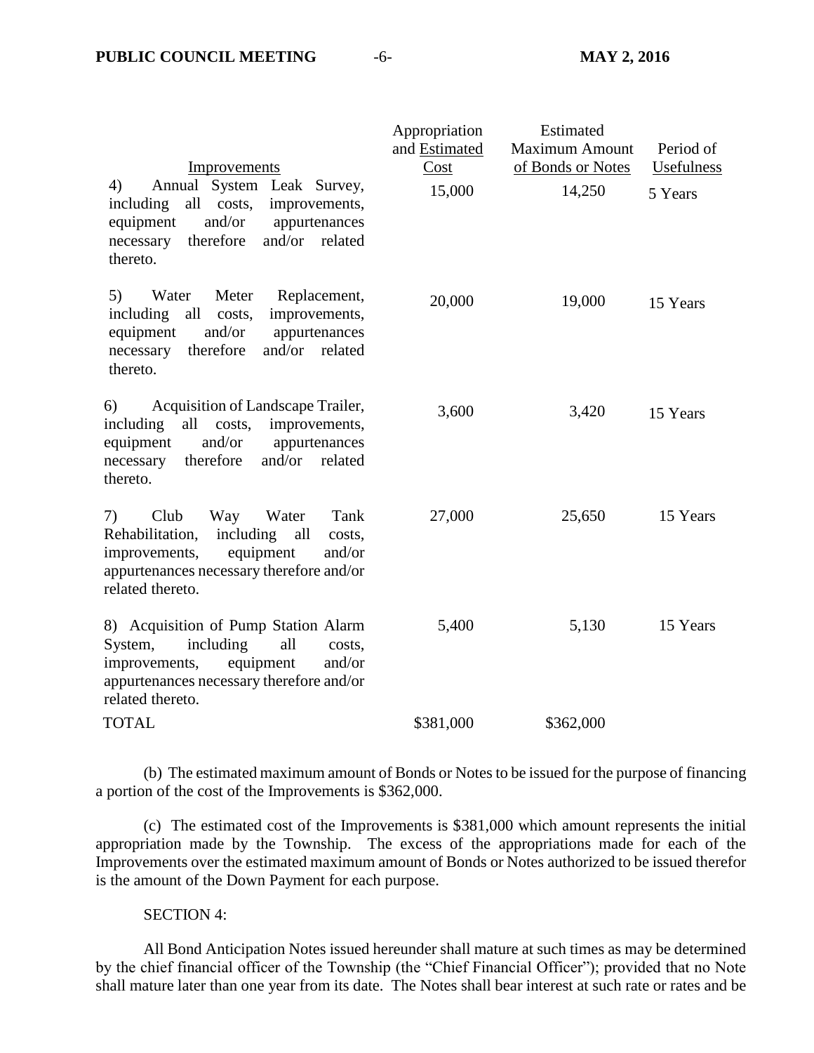| Improvements | Appropriation and Estimated Cost | Estimated Maximum Amount of Bonds or Notes | Period of Usefulness |
|---|---|---|---|
| 4) Annual System Leak Survey, including all costs, improvements, equipment and/or appurtenances necessary therefore and/or related thereto. | 15,000 | 14,250 | 5 Years |
| 5) Water Meter Replacement, including all costs, improvements, equipment and/or appurtenances necessary therefore and/or related thereto. | 20,000 | 19,000 | 15 Years |
| 6) Acquisition of Landscape Trailer, including all costs, improvements, equipment and/or appurtenances necessary therefore and/or related thereto. | 3,600 | 3,420 | 15 Years |
| 7) Club Way Water Tank Rehabilitation, including all costs, improvements, equipment and/or appurtenances necessary therefore and/or related thereto. | 27,000 | 25,650 | 15 Years |
| 8) Acquisition of Pump Station Alarm System, including all costs, improvements, equipment and/or appurtenances necessary therefore and/or related thereto. | 5,400 | 5,130 | 15 Years |
| TOTAL | $381,000 | $362,000 | |

(b) The estimated maximum amount of Bonds or Notes to be issued for the purpose of financing a portion of the cost of the Improvements is $362,000.

(c) The estimated cost of the Improvements is $381,000 which amount represents the initial appropriation made by the Township. The excess of the appropriations made for each of the Improvements over the estimated maximum amount of Bonds or Notes authorized to be issued therefor is the amount of the Down Payment for each purpose.

SECTION 4:

All Bond Anticipation Notes issued hereunder shall mature at such times as may be determined by the chief financial officer of the Township (the "Chief Financial Officer"); provided that no Note shall mature later than one year from its date. The Notes shall bear interest at such rate or rates and be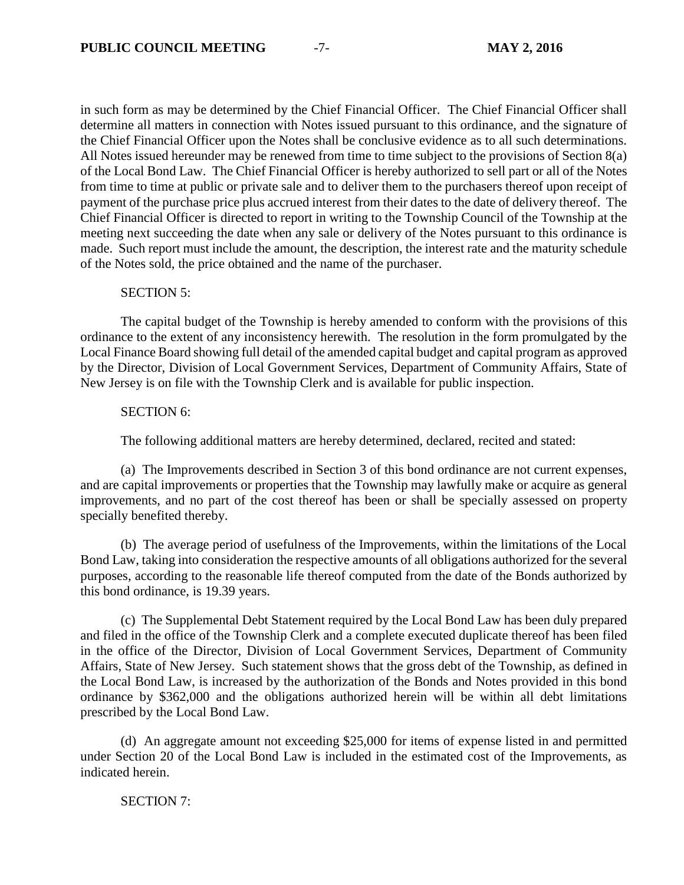in such form as may be determined by the Chief Financial Officer. The Chief Financial Officer shall determine all matters in connection with Notes issued pursuant to this ordinance, and the signature of the Chief Financial Officer upon the Notes shall be conclusive evidence as to all such determinations. All Notes issued hereunder may be renewed from time to time subject to the provisions of Section 8(a) of the Local Bond Law. The Chief Financial Officer is hereby authorized to sell part or all of the Notes from time to time at public or private sale and to deliver them to the purchasers thereof upon receipt of payment of the purchase price plus accrued interest from their dates to the date of delivery thereof. The Chief Financial Officer is directed to report in writing to the Township Council of the Township at the meeting next succeeding the date when any sale or delivery of the Notes pursuant to this ordinance is made. Such report must include the amount, the description, the interest rate and the maturity schedule of the Notes sold, the price obtained and the name of the purchaser.

SECTION 5:

The capital budget of the Township is hereby amended to conform with the provisions of this ordinance to the extent of any inconsistency herewith. The resolution in the form promulgated by the Local Finance Board showing full detail of the amended capital budget and capital program as approved by the Director, Division of Local Government Services, Department of Community Affairs, State of New Jersey is on file with the Township Clerk and is available for public inspection.

SECTION 6:

The following additional matters are hereby determined, declared, recited and stated:

(a) The Improvements described in Section 3 of this bond ordinance are not current expenses, and are capital improvements or properties that the Township may lawfully make or acquire as general improvements, and no part of the cost thereof has been or shall be specially assessed on property specially benefited thereby.

(b) The average period of usefulness of the Improvements, within the limitations of the Local Bond Law, taking into consideration the respective amounts of all obligations authorized for the several purposes, according to the reasonable life thereof computed from the date of the Bonds authorized by this bond ordinance, is 19.39 years.

(c) The Supplemental Debt Statement required by the Local Bond Law has been duly prepared and filed in the office of the Township Clerk and a complete executed duplicate thereof has been filed in the office of the Director, Division of Local Government Services, Department of Community Affairs, State of New Jersey. Such statement shows that the gross debt of the Township, as defined in the Local Bond Law, is increased by the authorization of the Bonds and Notes provided in this bond ordinance by $362,000 and the obligations authorized herein will be within all debt limitations prescribed by the Local Bond Law.

(d) An aggregate amount not exceeding $25,000 for items of expense listed in and permitted under Section 20 of the Local Bond Law is included in the estimated cost of the Improvements, as indicated herein.

SECTION 7: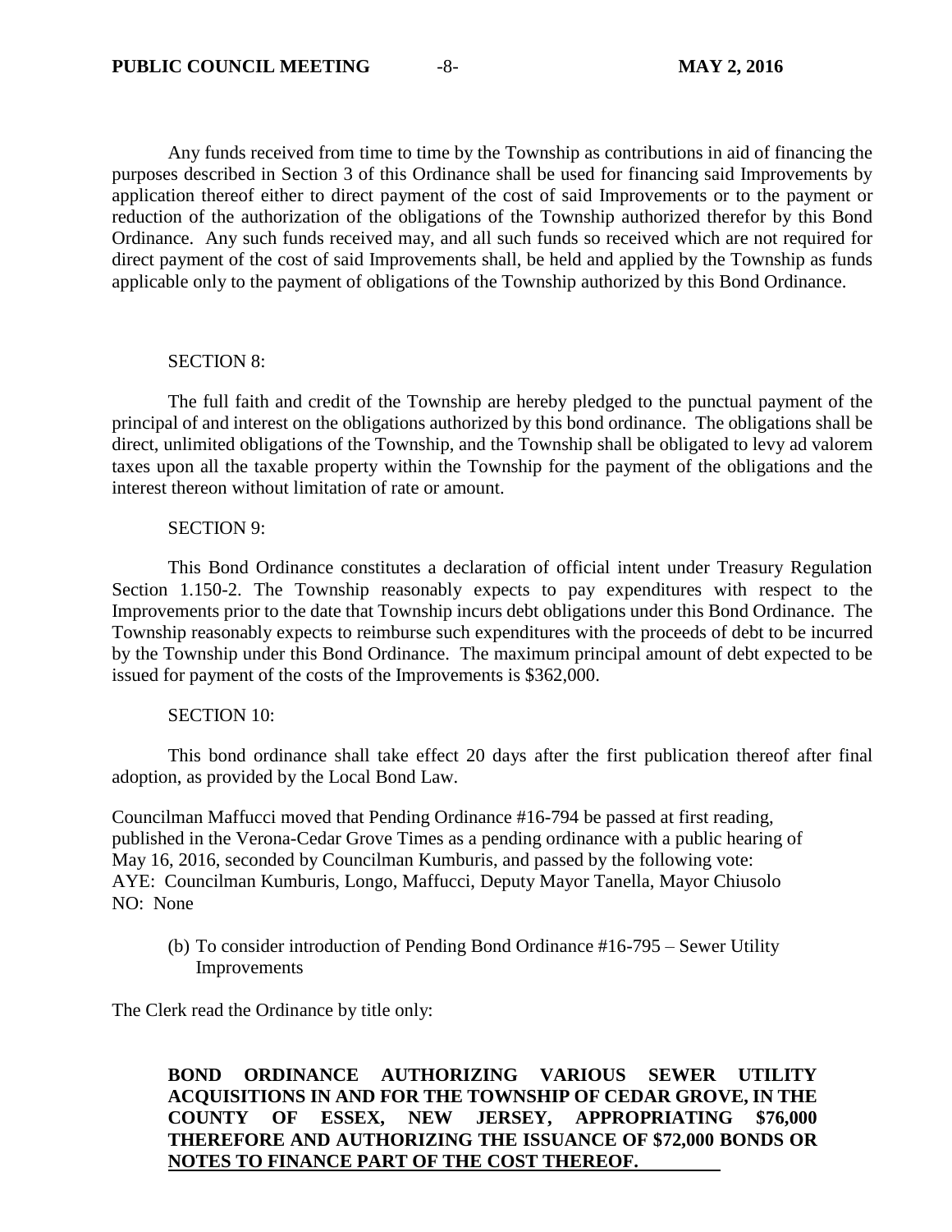Any funds received from time to time by the Township as contributions in aid of financing the purposes described in Section 3 of this Ordinance shall be used for financing said Improvements by application thereof either to direct payment of the cost of said Improvements or to the payment or reduction of the authorization of the obligations of the Township authorized therefor by this Bond Ordinance. Any such funds received may, and all such funds so received which are not required for direct payment of the cost of said Improvements shall, be held and applied by the Township as funds applicable only to the payment of obligations of the Township authorized by this Bond Ordinance.

SECTION 8:

The full faith and credit of the Township are hereby pledged to the punctual payment of the principal of and interest on the obligations authorized by this bond ordinance. The obligations shall be direct, unlimited obligations of the Township, and the Township shall be obligated to levy ad valorem taxes upon all the taxable property within the Township for the payment of the obligations and the interest thereon without limitation of rate or amount.

SECTION 9:

This Bond Ordinance constitutes a declaration of official intent under Treasury Regulation Section 1.150-2. The Township reasonably expects to pay expenditures with respect to the Improvements prior to the date that Township incurs debt obligations under this Bond Ordinance. The Township reasonably expects to reimburse such expenditures with the proceeds of debt to be incurred by the Township under this Bond Ordinance. The maximum principal amount of debt expected to be issued for payment of the costs of the Improvements is $362,000.

SECTION 10:

This bond ordinance shall take effect 20 days after the first publication thereof after final adoption, as provided by the Local Bond Law.

Councilman Maffucci moved that Pending Ordinance #16-794 be passed at first reading, published in the Verona-Cedar Grove Times as a pending ordinance with a public hearing of May 16, 2016, seconded by Councilman Kumburis, and passed by the following vote:
AYE: Councilman Kumburis, Longo, Maffucci, Deputy Mayor Tanella, Mayor Chiusolo
NO: None

(b) To consider introduction of Pending Bond Ordinance #16-795 – Sewer Utility Improvements

The Clerk read the Ordinance by title only:

**BOND ORDINANCE AUTHORIZING VARIOUS SEWER UTILITY ACQUISITIONS IN AND FOR THE TOWNSHIP OF CEDAR GROVE, IN THE COUNTY OF ESSEX, NEW JERSEY, APPROPRIATING $76,000 THEREFORE AND AUTHORIZING THE ISSUANCE OF $72,000 BONDS OR NOTES TO FINANCE PART OF THE COST THEREOF.**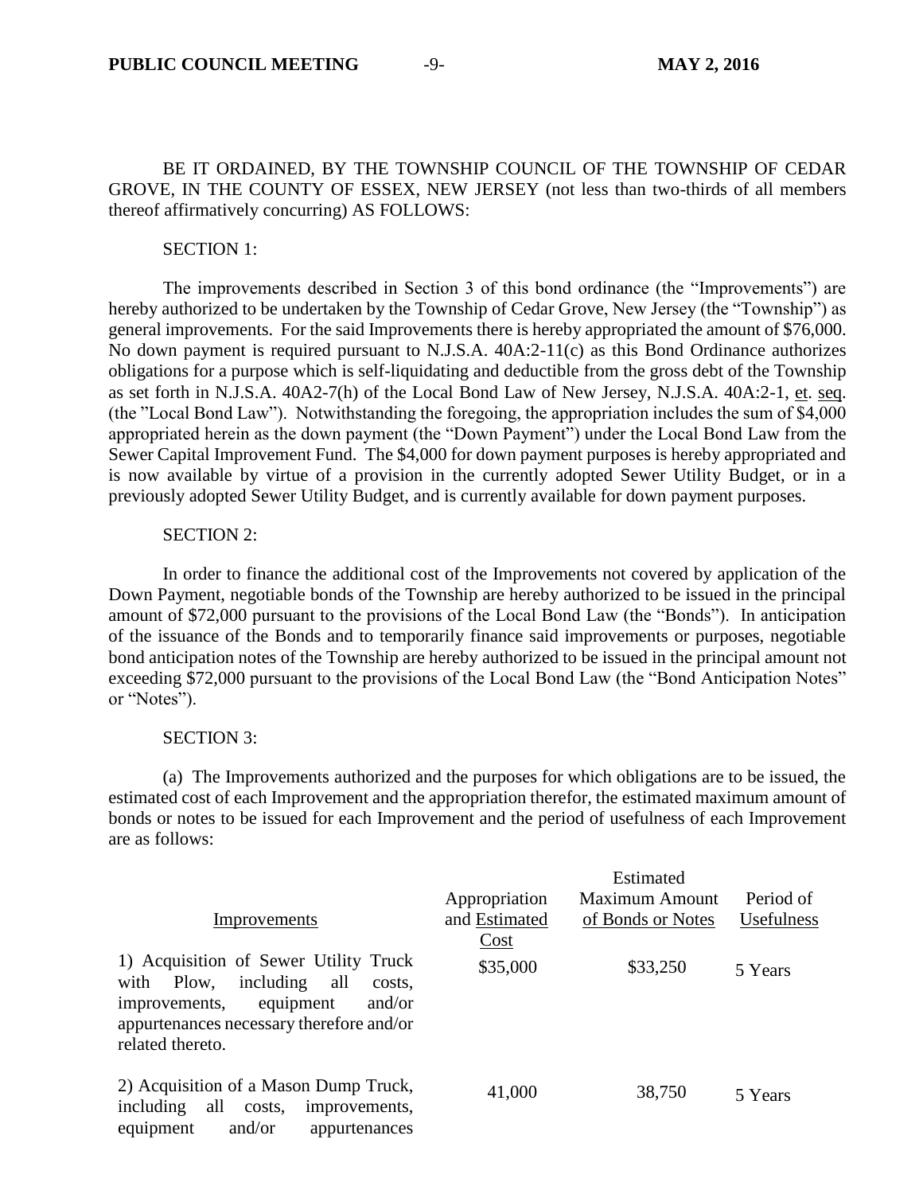BE IT ORDAINED, BY THE TOWNSHIP COUNCIL OF THE TOWNSHIP OF CEDAR GROVE, IN THE COUNTY OF ESSEX, NEW JERSEY (not less than two-thirds of all members thereof affirmatively concurring) AS FOLLOWS:

SECTION 1:

The improvements described in Section 3 of this bond ordinance (the "Improvements") are hereby authorized to be undertaken by the Township of Cedar Grove, New Jersey (the "Township") as general improvements. For the said Improvements there is hereby appropriated the amount of $76,000. No down payment is required pursuant to N.J.S.A. 40A:2-11(c) as this Bond Ordinance authorizes obligations for a purpose which is self-liquidating and deductible from the gross debt of the Township as set forth in N.J.S.A. 40A2-7(h) of the Local Bond Law of New Jersey, N.J.S.A. 40A:2-1, et. seq. (the "Local Bond Law"). Notwithstanding the foregoing, the appropriation includes the sum of $4,000 appropriated herein as the down payment (the "Down Payment") under the Local Bond Law from the Sewer Capital Improvement Fund. The $4,000 for down payment purposes is hereby appropriated and is now available by virtue of a provision in the currently adopted Sewer Utility Budget, or in a previously adopted Sewer Utility Budget, and is currently available for down payment purposes.

SECTION 2:

In order to finance the additional cost of the Improvements not covered by application of the Down Payment, negotiable bonds of the Township are hereby authorized to be issued in the principal amount of $72,000 pursuant to the provisions of the Local Bond Law (the "Bonds"). In anticipation of the issuance of the Bonds and to temporarily finance said improvements or purposes, negotiable bond anticipation notes of the Township are hereby authorized to be issued in the principal amount not exceeding $72,000 pursuant to the provisions of the Local Bond Law (the "Bond Anticipation Notes" or "Notes").

SECTION 3:

(a) The Improvements authorized and the purposes for which obligations are to be issued, the estimated cost of each Improvement and the appropriation therefor, the estimated maximum amount of bonds or notes to be issued for each Improvement and the period of usefulness of each Improvement are as follows:

| Improvements | Appropriation and Estimated Cost | Estimated Maximum Amount of Bonds or Notes | Period of Usefulness |
|---|---|---|---|
| 1) Acquisition of Sewer Utility Truck with Plow, including all costs, improvements, equipment and/or appurtenances necessary therefore and/or related thereto. | $35,000 | $33,250 | 5 Years |
| 2) Acquisition of a Mason Dump Truck, including all costs, improvements, equipment and/or appurtenances | 41,000 | 38,750 | 5 Years |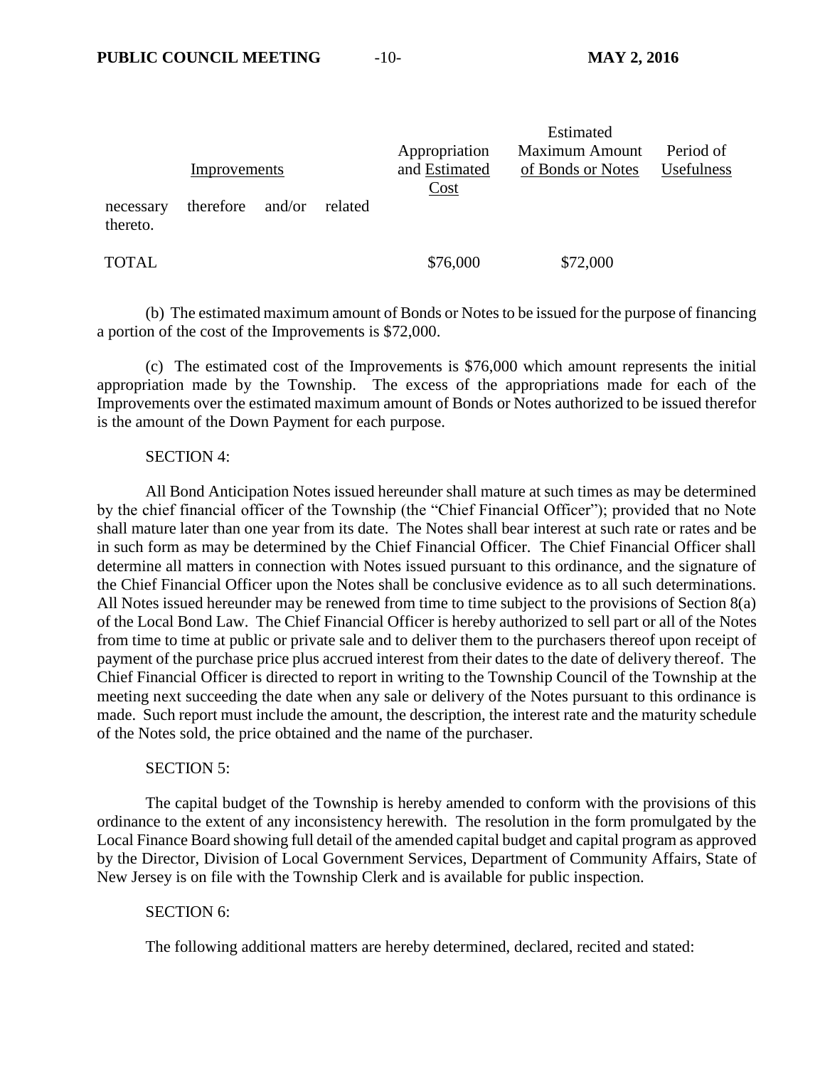| Improvements | Appropriation and Estimated Cost | Estimated Maximum Amount of Bonds or Notes | Period of Usefulness |
|---|---|---|---|
| necessary therefore and/or related thereto. | | | |
| TOTAL | \$76,000 | \$72,000 | |

(b) The estimated maximum amount of Bonds or Notes to be issued for the purpose of financing a portion of the cost of the Improvements is \$72,000.

(c) The estimated cost of the Improvements is \$76,000 which amount represents the initial appropriation made by the Township. The excess of the appropriations made for each of the Improvements over the estimated maximum amount of Bonds or Notes authorized to be issued therefor is the amount of the Down Payment for each purpose.

SECTION 4:

All Bond Anticipation Notes issued hereunder shall mature at such times as may be determined by the chief financial officer of the Township (the "Chief Financial Officer"); provided that no Note shall mature later than one year from its date. The Notes shall bear interest at such rate or rates and be in such form as may be determined by the Chief Financial Officer. The Chief Financial Officer shall determine all matters in connection with Notes issued pursuant to this ordinance, and the signature of the Chief Financial Officer upon the Notes shall be conclusive evidence as to all such determinations. All Notes issued hereunder may be renewed from time to time subject to the provisions of Section 8(a) of the Local Bond Law. The Chief Financial Officer is hereby authorized to sell part or all of the Notes from time to time at public or private sale and to deliver them to the purchasers thereof upon receipt of payment of the purchase price plus accrued interest from their dates to the date of delivery thereof. The Chief Financial Officer is directed to report in writing to the Township Council of the Township at the meeting next succeeding the date when any sale or delivery of the Notes pursuant to this ordinance is made. Such report must include the amount, the description, the interest rate and the maturity schedule of the Notes sold, the price obtained and the name of the purchaser.

SECTION 5:

The capital budget of the Township is hereby amended to conform with the provisions of this ordinance to the extent of any inconsistency herewith. The resolution in the form promulgated by the Local Finance Board showing full detail of the amended capital budget and capital program as approved by the Director, Division of Local Government Services, Department of Community Affairs, State of New Jersey is on file with the Township Clerk and is available for public inspection.

SECTION 6:

The following additional matters are hereby determined, declared, recited and stated: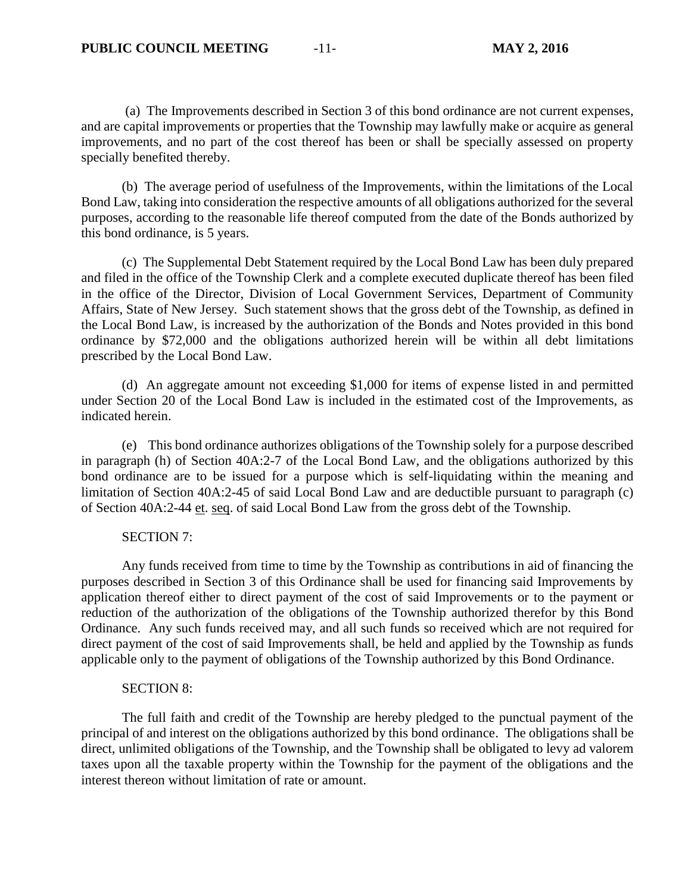(a) The Improvements described in Section 3 of this bond ordinance are not current expenses, and are capital improvements or properties that the Township may lawfully make or acquire as general improvements, and no part of the cost thereof has been or shall be specially assessed on property specially benefited thereby.

(b) The average period of usefulness of the Improvements, within the limitations of the Local Bond Law, taking into consideration the respective amounts of all obligations authorized for the several purposes, according to the reasonable life thereof computed from the date of the Bonds authorized by this bond ordinance, is 5 years.

(c) The Supplemental Debt Statement required by the Local Bond Law has been duly prepared and filed in the office of the Township Clerk and a complete executed duplicate thereof has been filed in the office of the Director, Division of Local Government Services, Department of Community Affairs, State of New Jersey. Such statement shows that the gross debt of the Township, as defined in the Local Bond Law, is increased by the authorization of the Bonds and Notes provided in this bond ordinance by $72,000 and the obligations authorized herein will be within all debt limitations prescribed by the Local Bond Law.

(d) An aggregate amount not exceeding $1,000 for items of expense listed in and permitted under Section 20 of the Local Bond Law is included in the estimated cost of the Improvements, as indicated herein.

(e) This bond ordinance authorizes obligations of the Township solely for a purpose described in paragraph (h) of Section 40A:2-7 of the Local Bond Law, and the obligations authorized by this bond ordinance are to be issued for a purpose which is self-liquidating within the meaning and limitation of Section 40A:2-45 of said Local Bond Law and are deductible pursuant to paragraph (c) of Section 40A:2-44 et. seq. of said Local Bond Law from the gross debt of the Township.

SECTION 7:

Any funds received from time to time by the Township as contributions in aid of financing the purposes described in Section 3 of this Ordinance shall be used for financing said Improvements by application thereof either to direct payment of the cost of said Improvements or to the payment or reduction of the authorization of the obligations of the Township authorized therefor by this Bond Ordinance. Any such funds received may, and all such funds so received which are not required for direct payment of the cost of said Improvements shall, be held and applied by the Township as funds applicable only to the payment of obligations of the Township authorized by this Bond Ordinance.

SECTION 8:

The full faith and credit of the Township are hereby pledged to the punctual payment of the principal of and interest on the obligations authorized by this bond ordinance. The obligations shall be direct, unlimited obligations of the Township, and the Township shall be obligated to levy ad valorem taxes upon all the taxable property within the Township for the payment of the obligations and the interest thereon without limitation of rate or amount.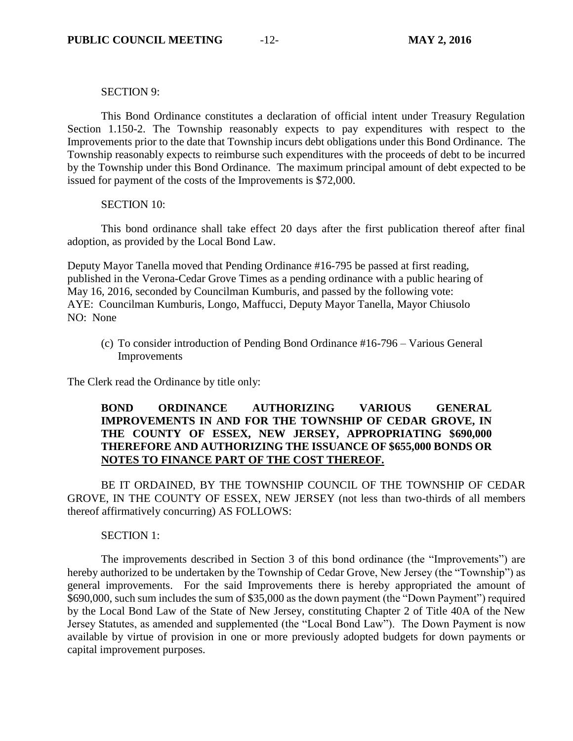SECTION 9:

This Bond Ordinance constitutes a declaration of official intent under Treasury Regulation Section 1.150-2. The Township reasonably expects to pay expenditures with respect to the Improvements prior to the date that Township incurs debt obligations under this Bond Ordinance. The Township reasonably expects to reimburse such expenditures with the proceeds of debt to be incurred by the Township under this Bond Ordinance. The maximum principal amount of debt expected to be issued for payment of the costs of the Improvements is $72,000.

SECTION 10:

This bond ordinance shall take effect 20 days after the first publication thereof after final adoption, as provided by the Local Bond Law.

Deputy Mayor Tanella moved that Pending Ordinance #16-795 be passed at first reading, published in the Verona-Cedar Grove Times as a pending ordinance with a public hearing of May 16, 2016, seconded by Councilman Kumburis, and passed by the following vote:
AYE: Councilman Kumburis, Longo, Maffucci, Deputy Mayor Tanella, Mayor Chiusolo
NO: None

(c) To consider introduction of Pending Bond Ordinance #16-796 – Various General Improvements

The Clerk read the Ordinance by title only:

**BOND ORDINANCE AUTHORIZING VARIOUS GENERAL IMPROVEMENTS IN AND FOR THE TOWNSHIP OF CEDAR GROVE, IN THE COUNTY OF ESSEX, NEW JERSEY, APPROPRIATING $690,000 THEREFORE AND AUTHORIZING THE ISSUANCE OF $655,000 BONDS OR NOTES TO FINANCE PART OF THE COST THEREOF.**

BE IT ORDAINED, BY THE TOWNSHIP COUNCIL OF THE TOWNSHIP OF CEDAR GROVE, IN THE COUNTY OF ESSEX, NEW JERSEY (not less than two-thirds of all members thereof affirmatively concurring) AS FOLLOWS:

SECTION 1:

The improvements described in Section 3 of this bond ordinance (the "Improvements") are hereby authorized to be undertaken by the Township of Cedar Grove, New Jersey (the "Township") as general improvements. For the said Improvements there is hereby appropriated the amount of $690,000, such sum includes the sum of $35,000 as the down payment (the "Down Payment") required by the Local Bond Law of the State of New Jersey, constituting Chapter 2 of Title 40A of the New Jersey Statutes, as amended and supplemented (the "Local Bond Law"). The Down Payment is now available by virtue of provision in one or more previously adopted budgets for down payments or capital improvement purposes.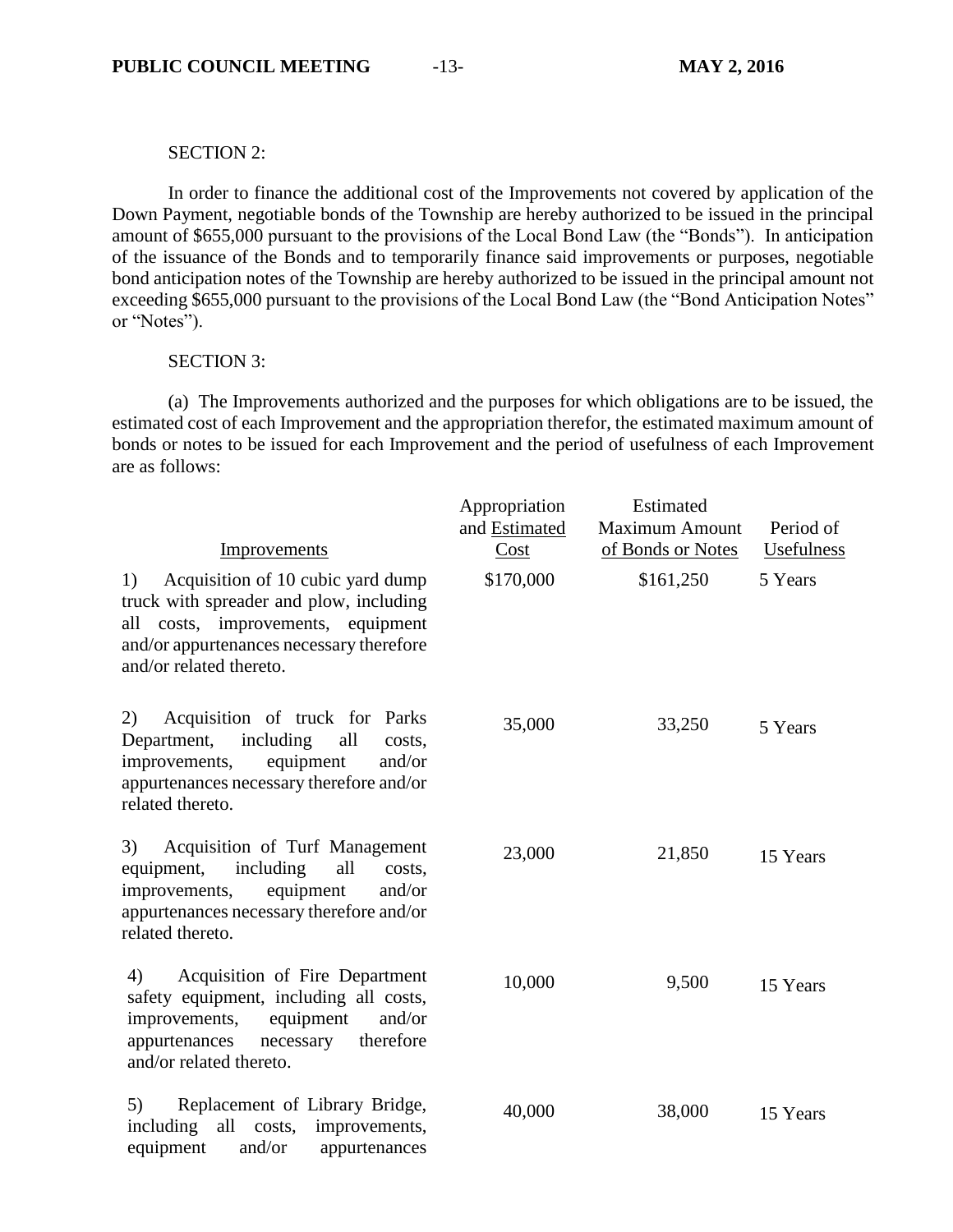SECTION 2:

In order to finance the additional cost of the Improvements not covered by application of the Down Payment, negotiable bonds of the Township are hereby authorized to be issued in the principal amount of $655,000 pursuant to the provisions of the Local Bond Law (the "Bonds"). In anticipation of the issuance of the Bonds and to temporarily finance said improvements or purposes, negotiable bond anticipation notes of the Township are hereby authorized to be issued in the principal amount not exceeding $655,000 pursuant to the provisions of the Local Bond Law (the "Bond Anticipation Notes" or "Notes").

SECTION 3:

(a) The Improvements authorized and the purposes for which obligations are to be issued, the estimated cost of each Improvement and the appropriation therefor, the estimated maximum amount of bonds or notes to be issued for each Improvement and the period of usefulness of each Improvement are as follows:

| Improvements | Appropriation and Estimated Cost | Estimated Maximum Amount of Bonds or Notes | Period of Usefulness |
|---|---|---|---|
| 1) Acquisition of 10 cubic yard dump truck with spreader and plow, including all costs, improvements, equipment and/or appurtenances necessary therefore and/or related thereto. | $170,000 | $161,250 | 5 Years |
| 2) Acquisition of truck for Parks Department, including all costs, improvements, equipment and/or appurtenances necessary therefore and/or related thereto. | 35,000 | 33,250 | 5 Years |
| 3) Acquisition of Turf Management equipment, including all costs, improvements, equipment and/or appurtenances necessary therefore and/or related thereto. | 23,000 | 21,850 | 15 Years |
| 4) Acquisition of Fire Department safety equipment, including all costs, improvements, equipment and/or appurtenances necessary therefore and/or related thereto. | 10,000 | 9,500 | 15 Years |
| 5) Replacement of Library Bridge, including all costs, improvements, equipment and/or appurtenances | 40,000 | 38,000 | 15 Years |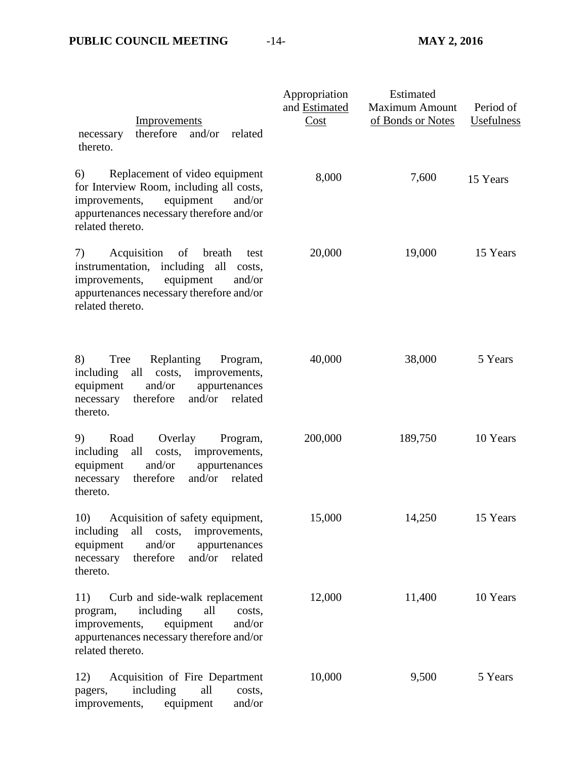| Improvements | Appropriation and Estimated Cost | Estimated Maximum Amount of Bonds or Notes | Period of Usefulness |
|---|---|---|---|
| necessary therefore and/or related thereto. | | | |
| 6) Replacement of video equipment for Interview Room, including all costs, improvements, equipment and/or appurtenances necessary therefore and/or related thereto. | 8,000 | 7,600 | 15 Years |
| 7) Acquisition of breath test instrumentation, including all costs, improvements, equipment and/or appurtenances necessary therefore and/or related thereto. | 20,000 | 19,000 | 15 Years |
| 8) Tree Replanting Program, including all costs, improvements, equipment and/or appurtenances necessary therefore and/or related thereto. | 40,000 | 38,000 | 5 Years |
| 9) Road Overlay Program, including all costs, improvements, equipment and/or appurtenances necessary therefore and/or related thereto. | 200,000 | 189,750 | 10 Years |
| 10) Acquisition of safety equipment, including all costs, improvements, equipment and/or appurtenances necessary therefore and/or related thereto. | 15,000 | 14,250 | 15 Years |
| 11) Curb and side-walk replacement program, including all costs, improvements, equipment and/or appurtenances necessary therefore and/or related thereto. | 12,000 | 11,400 | 10 Years |
| 12) Acquisition of Fire Department pagers, including all costs, improvements, equipment and/or | 10,000 | 9,500 | 5 Years |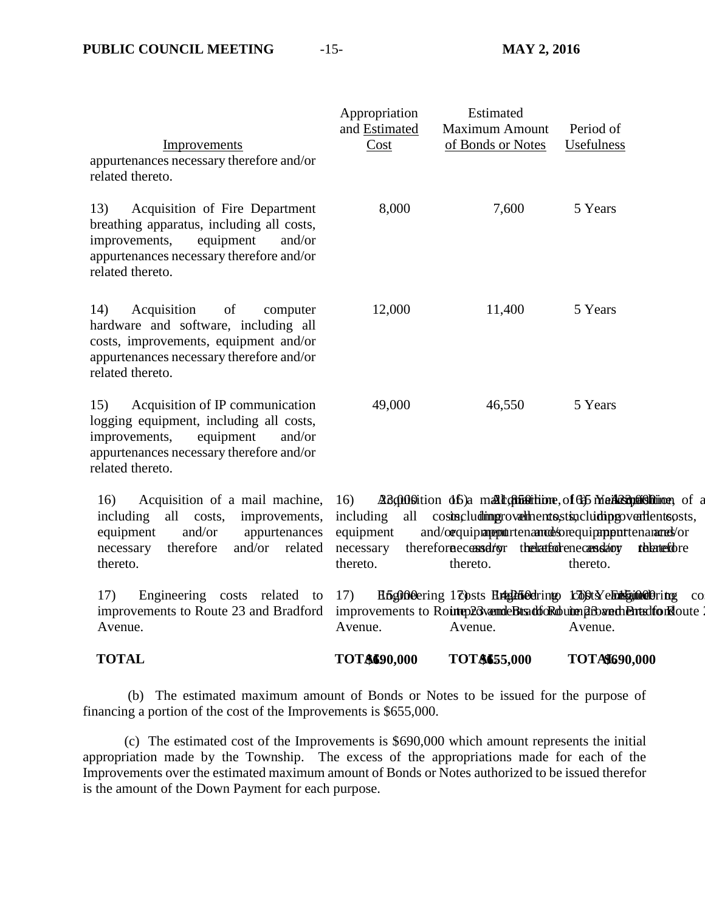| Improvements | Appropriation and Estimated Cost | Estimated Maximum Amount of Bonds or Notes | Period of Usefulness |
|---|---|---|---|
| appurtenances necessary therefore and/or related thereto. | | | |
| 13) Acquisition of Fire Department breathing apparatus, including all costs, improvements, equipment and/or appurtenances necessary therefore and/or related thereto. | 8,000 | 7,600 | 5 Years |
| 14) Acquisition of computer hardware and software, including all costs, improvements, equipment and/or appurtenances necessary therefore and/or related thereto. | 12,000 | 11,400 | 5 Years |
| 15) Acquisition of IP communication logging equipment, including all costs, improvements, equipment and/or appurtenances necessary therefore and/or related thereto. | 49,000 | 46,550 | 5 Years |
| 16) Acquisition of a mail machine, including all costs, improvements, equipment and/or appurtenances necessary therefore and/or related thereto. | 23,000 | 21,850 | 5 Years |
| 17) Engineering costs related to improvements to Route 23 and Bradford Avenue. | 15,000 | 14,250 | 10 Years |
| **TOTAL** | **$690,000** | **$655,000** | |

(b) The estimated maximum amount of Bonds or Notes to be issued for the purpose of financing a portion of the cost of the Improvements is $655,000.

(c) The estimated cost of the Improvements is $690,000 which amount represents the initial appropriation made by the Township. The excess of the appropriations made for each of the Improvements over the estimated maximum amount of Bonds or Notes authorized to be issued therefor is the amount of the Down Payment for each purpose.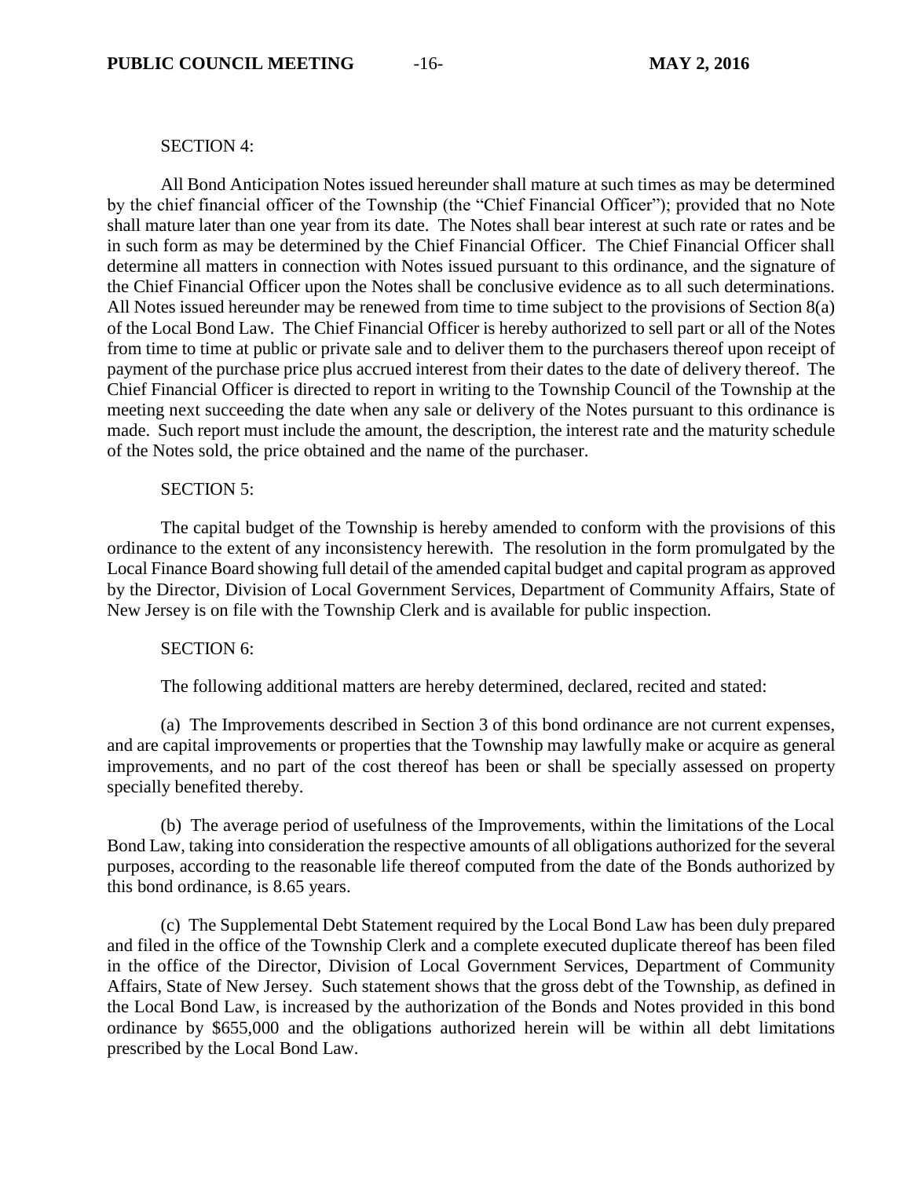SECTION 4:

All Bond Anticipation Notes issued hereunder shall mature at such times as may be determined by the chief financial officer of the Township (the "Chief Financial Officer"); provided that no Note shall mature later than one year from its date. The Notes shall bear interest at such rate or rates and be in such form as may be determined by the Chief Financial Officer. The Chief Financial Officer shall determine all matters in connection with Notes issued pursuant to this ordinance, and the signature of the Chief Financial Officer upon the Notes shall be conclusive evidence as to all such determinations. All Notes issued hereunder may be renewed from time to time subject to the provisions of Section 8(a) of the Local Bond Law. The Chief Financial Officer is hereby authorized to sell part or all of the Notes from time to time at public or private sale and to deliver them to the purchasers thereof upon receipt of payment of the purchase price plus accrued interest from their dates to the date of delivery thereof. The Chief Financial Officer is directed to report in writing to the Township Council of the Township at the meeting next succeeding the date when any sale or delivery of the Notes pursuant to this ordinance is made. Such report must include the amount, the description, the interest rate and the maturity schedule of the Notes sold, the price obtained and the name of the purchaser.

SECTION 5:

The capital budget of the Township is hereby amended to conform with the provisions of this ordinance to the extent of any inconsistency herewith. The resolution in the form promulgated by the Local Finance Board showing full detail of the amended capital budget and capital program as approved by the Director, Division of Local Government Services, Department of Community Affairs, State of New Jersey is on file with the Township Clerk and is available for public inspection.

SECTION 6:

The following additional matters are hereby determined, declared, recited and stated:

(a) The Improvements described in Section 3 of this bond ordinance are not current expenses, and are capital improvements or properties that the Township may lawfully make or acquire as general improvements, and no part of the cost thereof has been or shall be specially assessed on property specially benefited thereby.

(b) The average period of usefulness of the Improvements, within the limitations of the Local Bond Law, taking into consideration the respective amounts of all obligations authorized for the several purposes, according to the reasonable life thereof computed from the date of the Bonds authorized by this bond ordinance, is 8.65 years.

(c) The Supplemental Debt Statement required by the Local Bond Law has been duly prepared and filed in the office of the Township Clerk and a complete executed duplicate thereof has been filed in the office of the Director, Division of Local Government Services, Department of Community Affairs, State of New Jersey. Such statement shows that the gross debt of the Township, as defined in the Local Bond Law, is increased by the authorization of the Bonds and Notes provided in this bond ordinance by $655,000 and the obligations authorized herein will be within all debt limitations prescribed by the Local Bond Law.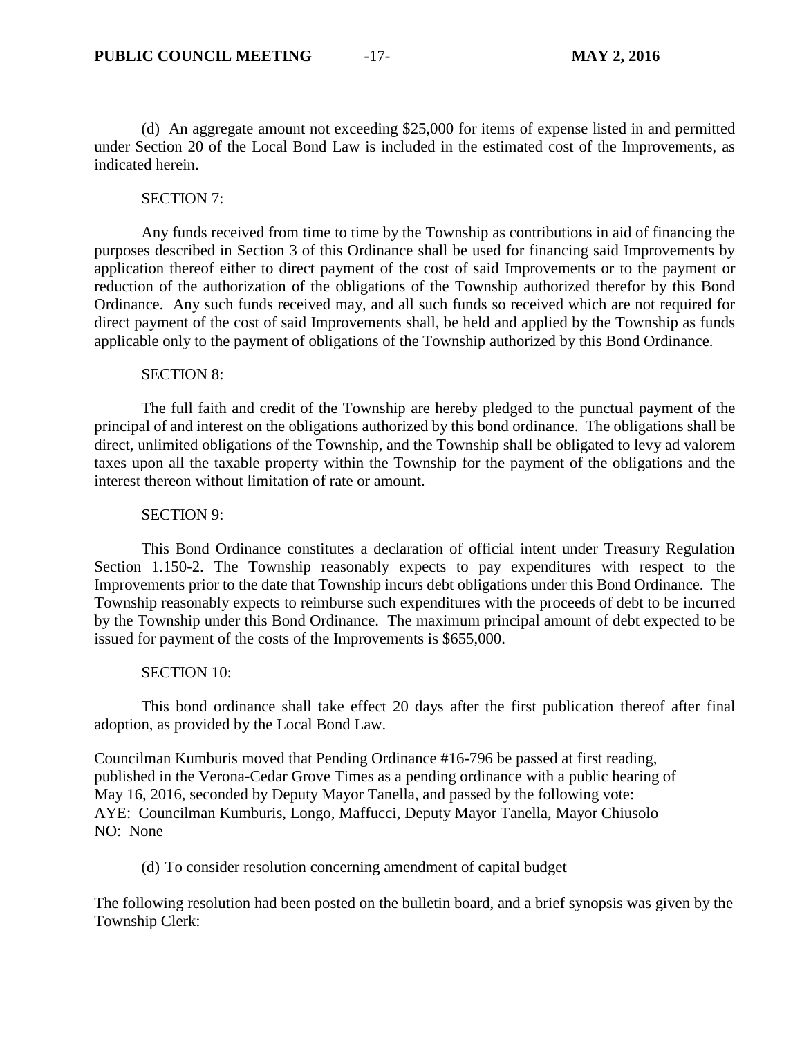(d) An aggregate amount not exceeding $25,000 for items of expense listed in and permitted under Section 20 of the Local Bond Law is included in the estimated cost of the Improvements, as indicated herein.

SECTION 7:

Any funds received from time to time by the Township as contributions in aid of financing the purposes described in Section 3 of this Ordinance shall be used for financing said Improvements by application thereof either to direct payment of the cost of said Improvements or to the payment or reduction of the authorization of the obligations of the Township authorized therefor by this Bond Ordinance. Any such funds received may, and all such funds so received which are not required for direct payment of the cost of said Improvements shall, be held and applied by the Township as funds applicable only to the payment of obligations of the Township authorized by this Bond Ordinance.

SECTION 8:

The full faith and credit of the Township are hereby pledged to the punctual payment of the principal of and interest on the obligations authorized by this bond ordinance. The obligations shall be direct, unlimited obligations of the Township, and the Township shall be obligated to levy ad valorem taxes upon all the taxable property within the Township for the payment of the obligations and the interest thereon without limitation of rate or amount.

SECTION 9:

This Bond Ordinance constitutes a declaration of official intent under Treasury Regulation Section 1.150-2. The Township reasonably expects to pay expenditures with respect to the Improvements prior to the date that Township incurs debt obligations under this Bond Ordinance. The Township reasonably expects to reimburse such expenditures with the proceeds of debt to be incurred by the Township under this Bond Ordinance. The maximum principal amount of debt expected to be issued for payment of the costs of the Improvements is $655,000.

SECTION 10:

This bond ordinance shall take effect 20 days after the first publication thereof after final adoption, as provided by the Local Bond Law.

Councilman Kumburis moved that Pending Ordinance #16-796 be passed at first reading, published in the Verona-Cedar Grove Times as a pending ordinance with a public hearing of May 16, 2016, seconded by Deputy Mayor Tanella, and passed by the following vote:
AYE: Councilman Kumburis, Longo, Maffucci, Deputy Mayor Tanella, Mayor Chiusolo
NO: None

(d) To consider resolution concerning amendment of capital budget

The following resolution had been posted on the bulletin board, and a brief synopsis was given by the Township Clerk: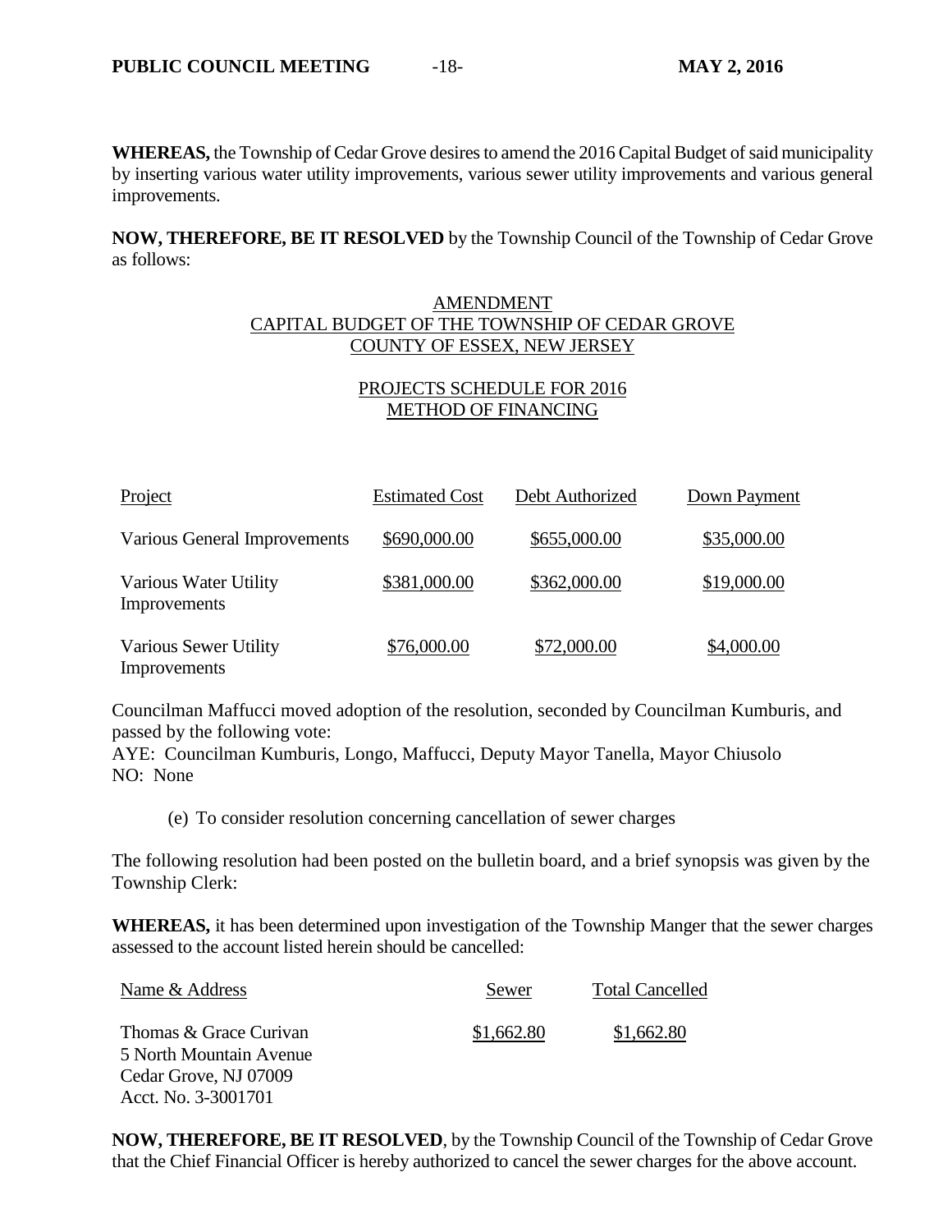**WHEREAS,** the Township of Cedar Grove desires to amend the 2016 Capital Budget of said municipality by inserting various water utility improvements, various sewer utility improvements and various general improvements.

**NOW, THEREFORE, BE IT RESOLVED** by the Township Council of the Township of Cedar Grove as follows:

AMENDMENT
CAPITAL BUDGET OF THE TOWNSHIP OF CEDAR GROVE
COUNTY OF ESSEX, NEW JERSEY

PROJECTS SCHEDULE FOR 2016
METHOD OF FINANCING

| Project | Estimated Cost | Debt Authorized | Down Payment |
|---|---|---|---|
| Various General Improvements | $690,000.00 | $655,000.00 | $35,000.00 |
| Various Water Utility Improvements | $381,000.00 | $362,000.00 | $19,000.00 |
| Various Sewer Utility Improvements | $76,000.00 | $72,000.00 | $4,000.00 |

Councilman Maffucci moved adoption of the resolution, seconded by Councilman Kumburis, and passed by the following vote:
AYE: Councilman Kumburis, Longo, Maffucci, Deputy Mayor Tanella, Mayor Chiusolo
NO: None

(e) To consider resolution concerning cancellation of sewer charges

The following resolution had been posted on the bulletin board, and a brief synopsis was given by the Township Clerk:

**WHEREAS,** it has been determined upon investigation of the Township Manger that the sewer charges assessed to the account listed herein should be cancelled:

| Name & Address | Sewer | Total Cancelled |
|---|---|---|
| Thomas & Grace Curivan<br>5 North Mountain Avenue<br>Cedar Grove, NJ 07009<br>Acct. No. 3-3001701 | $1,662.80 | $1,662.80 |

**NOW, THEREFORE, BE IT RESOLVED**, by the Township Council of the Township of Cedar Grove that the Chief Financial Officer is hereby authorized to cancel the sewer charges for the above account.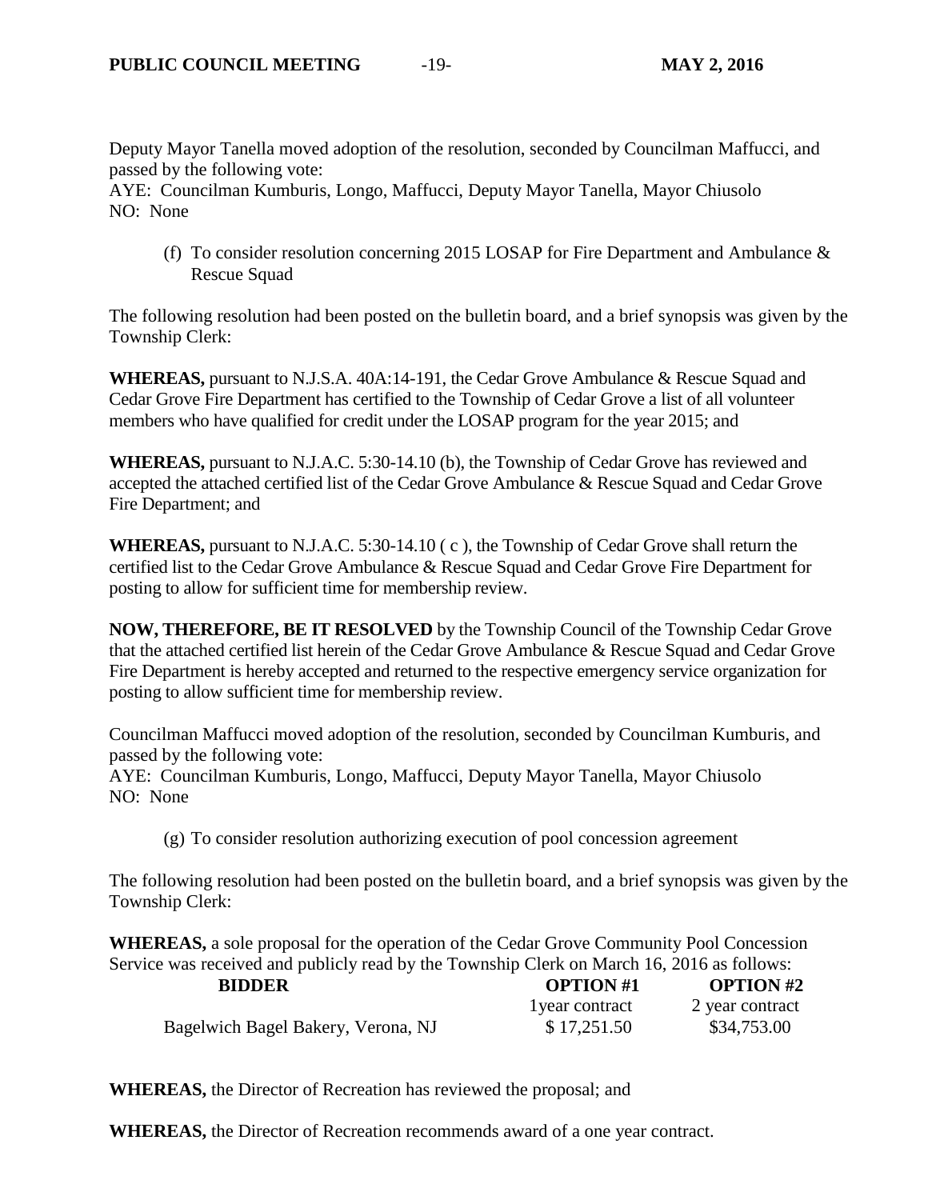Deputy Mayor Tanella moved adoption of the resolution, seconded by Councilman Maffucci, and passed by the following vote:
AYE: Councilman Kumburis, Longo, Maffucci, Deputy Mayor Tanella, Mayor Chiusolo
NO: None

(f) To consider resolution concerning 2015 LOSAP for Fire Department and Ambulance & Rescue Squad

The following resolution had been posted on the bulletin board, and a brief synopsis was given by the Township Clerk:

**WHEREAS,** pursuant to N.J.S.A. 40A:14-191, the Cedar Grove Ambulance & Rescue Squad and Cedar Grove Fire Department has certified to the Township of Cedar Grove a list of all volunteer members who have qualified for credit under the LOSAP program for the year 2015; and

**WHEREAS,** pursuant to N.J.A.C. 5:30-14.10 (b), the Township of Cedar Grove has reviewed and accepted the attached certified list of the Cedar Grove Ambulance & Rescue Squad and Cedar Grove Fire Department; and

**WHEREAS,** pursuant to N.J.A.C. 5:30-14.10 ( c ), the Township of Cedar Grove shall return the certified list to the Cedar Grove Ambulance & Rescue Squad and Cedar Grove Fire Department for posting to allow for sufficient time for membership review.

**NOW, THEREFORE, BE IT RESOLVED** by the Township Council of the Township Cedar Grove that the attached certified list herein of the Cedar Grove Ambulance & Rescue Squad and Cedar Grove Fire Department is hereby accepted and returned to the respective emergency service organization for posting to allow sufficient time for membership review.

Councilman Maffucci moved adoption of the resolution, seconded by Councilman Kumburis, and passed by the following vote:
AYE: Councilman Kumburis, Longo, Maffucci, Deputy Mayor Tanella, Mayor Chiusolo
NO: None

(g) To consider resolution authorizing execution of pool concession agreement

The following resolution had been posted on the bulletin board, and a brief synopsis was given by the Township Clerk:

**WHEREAS,** a sole proposal for the operation of the Cedar Grove Community Pool Concession Service was received and publicly read by the Township Clerk on March 16, 2016 as follows:

| **BIDDER** | **OPTION #1** | **OPTION #2** |
|---|---|---|
| | 1year contract | 2 year contract |
| Bagelwich Bagel Bakery, Verona, NJ | $ 17,251.50 | $34,753.00 |

**WHEREAS,** the Director of Recreation has reviewed the proposal; and

**WHEREAS,** the Director of Recreation recommends award of a one year contract.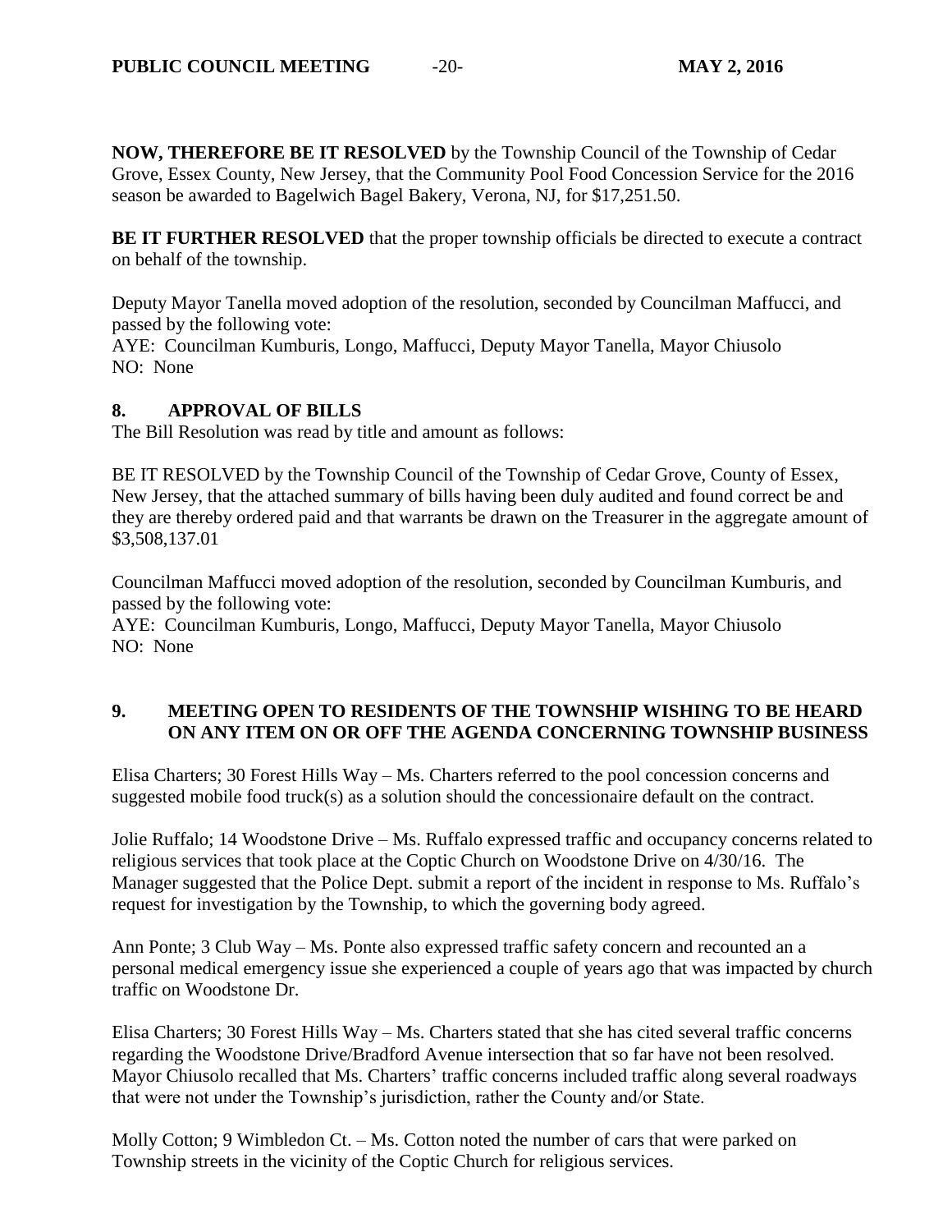**NOW, THEREFORE BE IT RESOLVED** by the Township Council of the Township of Cedar Grove, Essex County, New Jersey, that the Community Pool Food Concession Service for the 2016 season be awarded to Bagelwich Bagel Bakery, Verona, NJ, for $17,251.50.

**BE IT FURTHER RESOLVED** that the proper township officials be directed to execute a contract on behalf of the township.

Deputy Mayor Tanella moved adoption of the resolution, seconded by Councilman Maffucci, and passed by the following vote:
AYE: Councilman Kumburis, Longo, Maffucci, Deputy Mayor Tanella, Mayor Chiusolo
NO: None

## 8. APPROVAL OF BILLS

The Bill Resolution was read by title and amount as follows:

BE IT RESOLVED by the Township Council of the Township of Cedar Grove, County of Essex, New Jersey, that the attached summary of bills having been duly audited and found correct be and they are thereby ordered paid and that warrants be drawn on the Treasurer in the aggregate amount of $3,508,137.01

Councilman Maffucci moved adoption of the resolution, seconded by Councilman Kumburis, and passed by the following vote:
AYE: Councilman Kumburis, Longo, Maffucci, Deputy Mayor Tanella, Mayor Chiusolo
NO: None

## 9. MEETING OPEN TO RESIDENTS OF THE TOWNSHIP WISHING TO BE HEARD ON ANY ITEM ON OR OFF THE AGENDA CONCERNING TOWNSHIP BUSINESS

Elisa Charters; 30 Forest Hills Way – Ms. Charters referred to the pool concession concerns and suggested mobile food truck(s) as a solution should the concessionaire default on the contract.

Jolie Ruffalo; 14 Woodstone Drive – Ms. Ruffalo expressed traffic and occupancy concerns related to religious services that took place at the Coptic Church on Woodstone Drive on 4/30/16. The Manager suggested that the Police Dept. submit a report of the incident in response to Ms. Ruffalo's request for investigation by the Township, to which the governing body agreed.

Ann Ponte; 3 Club Way – Ms. Ponte also expressed traffic safety concern and recounted an a personal medical emergency issue she experienced a couple of years ago that was impacted by church traffic on Woodstone Dr.

Elisa Charters; 30 Forest Hills Way – Ms. Charters stated that she has cited several traffic concerns regarding the Woodstone Drive/Bradford Avenue intersection that so far have not been resolved. Mayor Chiusolo recalled that Ms. Charters' traffic concerns included traffic along several roadways that were not under the Township's jurisdiction, rather the County and/or State.

Molly Cotton; 9 Wimbledon Ct. – Ms. Cotton noted the number of cars that were parked on Township streets in the vicinity of the Coptic Church for religious services.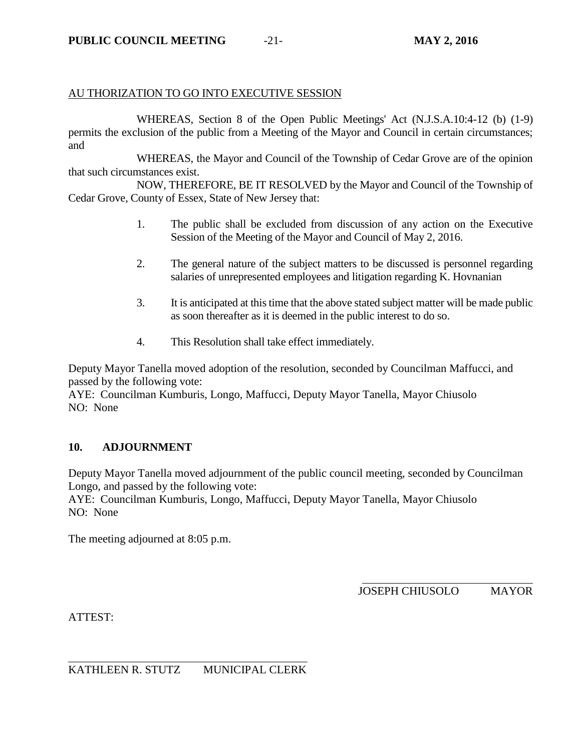AU THORIZATION TO GO INTO EXECUTIVE SESSION

WHEREAS, Section 8 of the Open Public Meetings' Act (N.J.S.A.10:4-12 (b) (1-9) permits the exclusion of the public from a Meeting of the Mayor and Council in certain circumstances; and

WHEREAS, the Mayor and Council of the Township of Cedar Grove are of the opinion that such circumstances exist.

NOW, THEREFORE, BE IT RESOLVED by the Mayor and Council of the Township of Cedar Grove, County of Essex, State of New Jersey that:

1. The public shall be excluded from discussion of any action on the Executive Session of the Meeting of the Mayor and Council of May 2, 2016.

2. The general nature of the subject matters to be discussed is personnel regarding salaries of unrepresented employees and litigation regarding K. Hovnanian

3. It is anticipated at this time that the above stated subject matter will be made public as soon thereafter as it is deemed in the public interest to do so.

4. This Resolution shall take effect immediately.

Deputy Mayor Tanella moved adoption of the resolution, seconded by Councilman Maffucci, and passed by the following vote:
AYE: Councilman Kumburis, Longo, Maffucci, Deputy Mayor Tanella, Mayor Chiusolo
NO: None

## 10. ADJOURNMENT

Deputy Mayor Tanella moved adjournment of the public council meeting, seconded by Councilman Longo, and passed by the following vote:
AYE: Councilman Kumburis, Longo, Maffucci, Deputy Mayor Tanella, Mayor Chiusolo
NO: None

The meeting adjourned at 8:05 p.m.

JOSEPH CHIUSOLO MAYOR

ATTEST:

KATHLEEN R. STUTZ MUNICIPAL CLERK